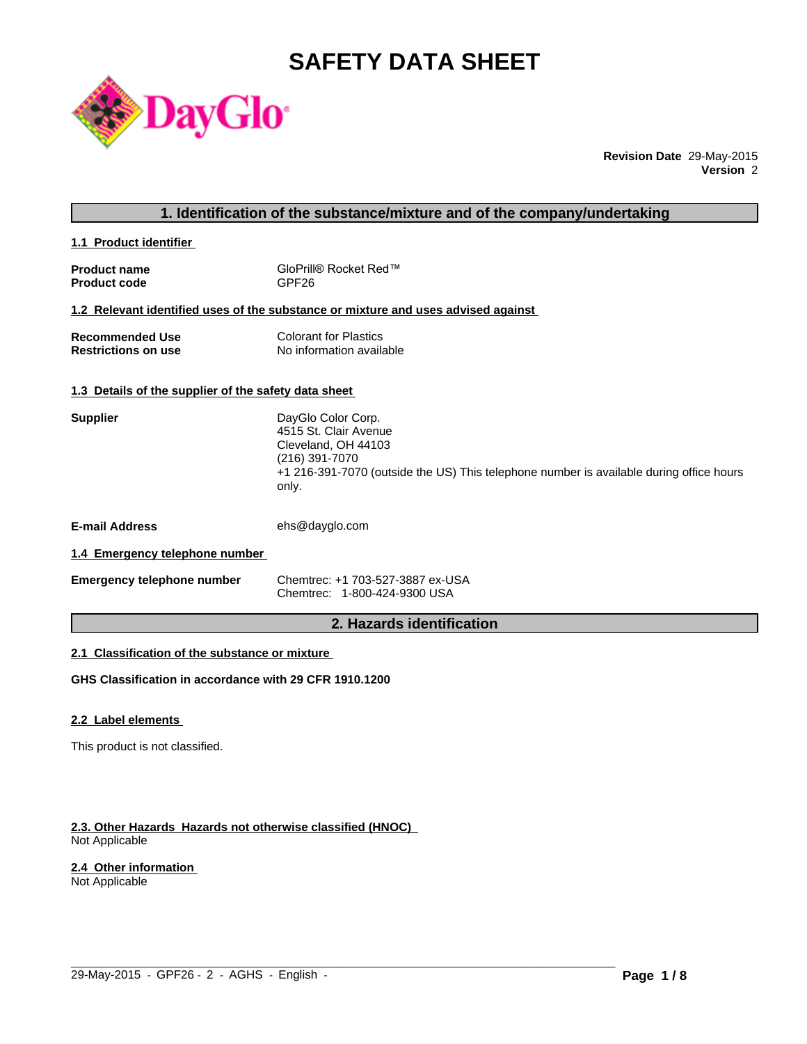# SAFETY DATA SHEET

**Revision Date** 29-May-2015
**Version** 2

## 1. Identification of the substance/mixture and of the company/undertaking

### 1.1 Product identifier

**Product name** GloPrill® Rocket Red™
**Product code** GPF26

### 1.2 Relevant identified uses of the substance or mixture and uses advised against

**Recommended Use** Colorant for Plastics
**Restrictions on use** No information available

### 1.3 Details of the supplier of the safety data sheet

**Supplier**
DayGlo Color Corp.
4515 St. Clair Avenue
Cleveland, OH 44103
(216) 391-7070
+1 216-391-7070 (outside the US) This telephone number is available during office hours only.

**E-mail Address** ehs@dayglo.com

### 1.4 Emergency telephone number

**Emergency telephone number**
Chemtrec: +1 703-527-3887 ex-USA
Chemtrec: 1-800-424-9300 USA

## 2. Hazards identification

### 2.1 Classification of the substance or mixture

**GHS Classification in accordance with 29 CFR 1910.1200**

### 2.2 Label elements

This product is not classified.

### 2.3. Other Hazards Hazards not otherwise classified (HNOC)

Not Applicable

### 2.4 Other information

Not Applicable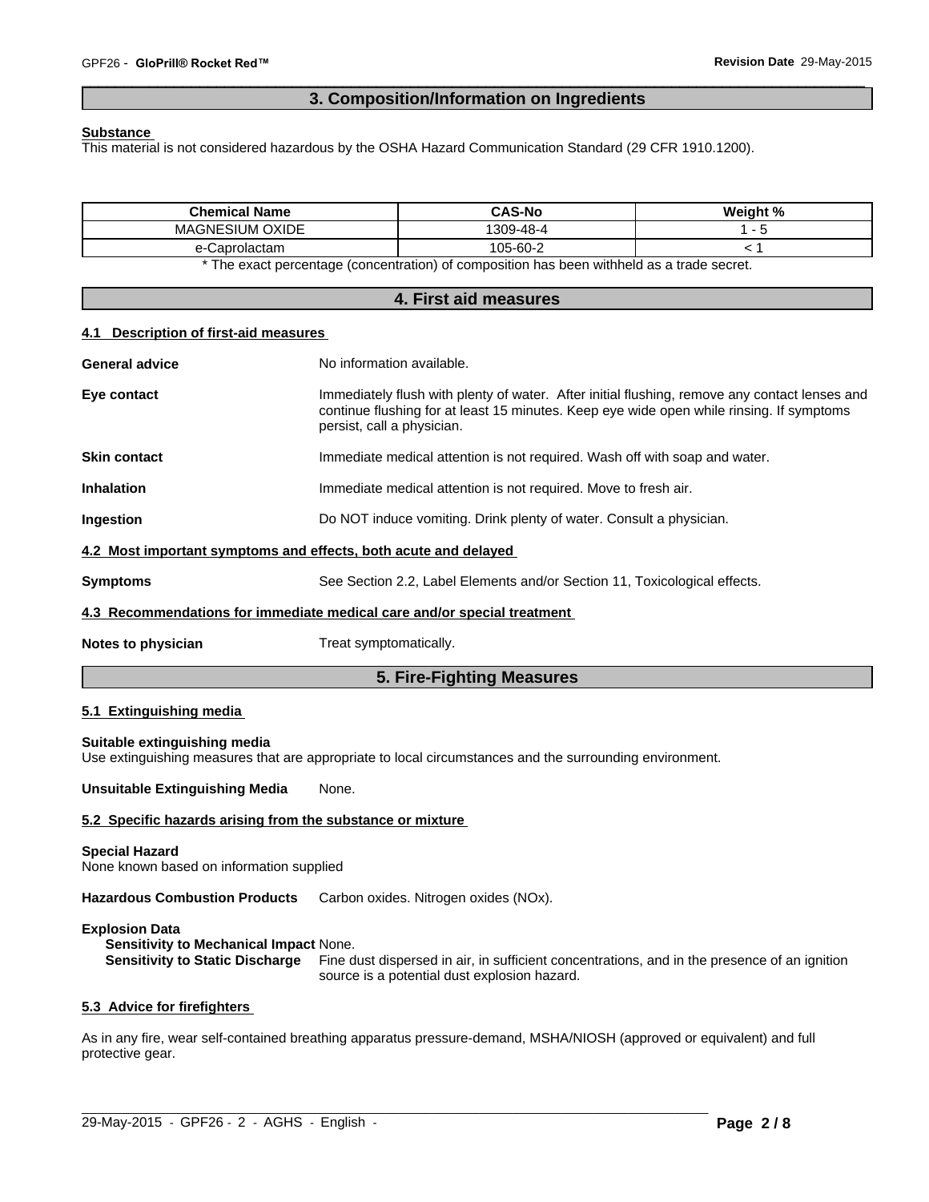## 3. Composition/Information on Ingredients

**Substance**
This material is not considered hazardous by the OSHA Hazard Communication Standard (29 CFR 1910.1200).

| Chemical Name | CAS-No | Weight % |
| --- | --- | --- |
| MAGNESIUM OXIDE | 1309-48-4 | 1 - 5 |
| e-Caprolactam | 105-60-2 | < 1 |

* The exact percentage (concentration) of composition has been withheld as a trade secret.

## 4. First aid measures

### 4.1 Description of first-aid measures

**General advice** No information available.

**Eye contact** Immediately flush with plenty of water. After initial flushing, remove any contact lenses and continue flushing for at least 15 minutes. Keep eye wide open while rinsing. If symptoms persist, call a physician.

**Skin contact** Immediate medical attention is not required. Wash off with soap and water.

**Inhalation** Immediate medical attention is not required. Move to fresh air.

**Ingestion** Do NOT induce vomiting. Drink plenty of water. Consult a physician.

### 4.2 Most important symptoms and effects, both acute and delayed

**Symptoms** See Section 2.2, Label Elements and/or Section 11, Toxicological effects.

### 4.3 Recommendations for immediate medical care and/or special treatment

**Notes to physician** Treat symptomatically.

## 5. Fire-Fighting Measures

### 5.1 Extinguishing media

**Suitable extinguishing media**
Use extinguishing measures that are appropriate to local circumstances and the surrounding environment.

**Unsuitable Extinguishing Media** None.

### 5.2 Specific hazards arising from the substance or mixture

**Special Hazard**
None known based on information supplied

**Hazardous Combustion Products** Carbon oxides. Nitrogen oxides (NOx).

**Explosion Data**
**Sensitivity to Mechanical Impact** None.
**Sensitivity to Static Discharge** Fine dust dispersed in air, in sufficient concentrations, and in the presence of an ignition source is a potential dust explosion hazard.

### 5.3 Advice for firefighters

As in any fire, wear self-contained breathing apparatus pressure-demand, MSHA/NIOSH (approved or equivalent) and full protective gear.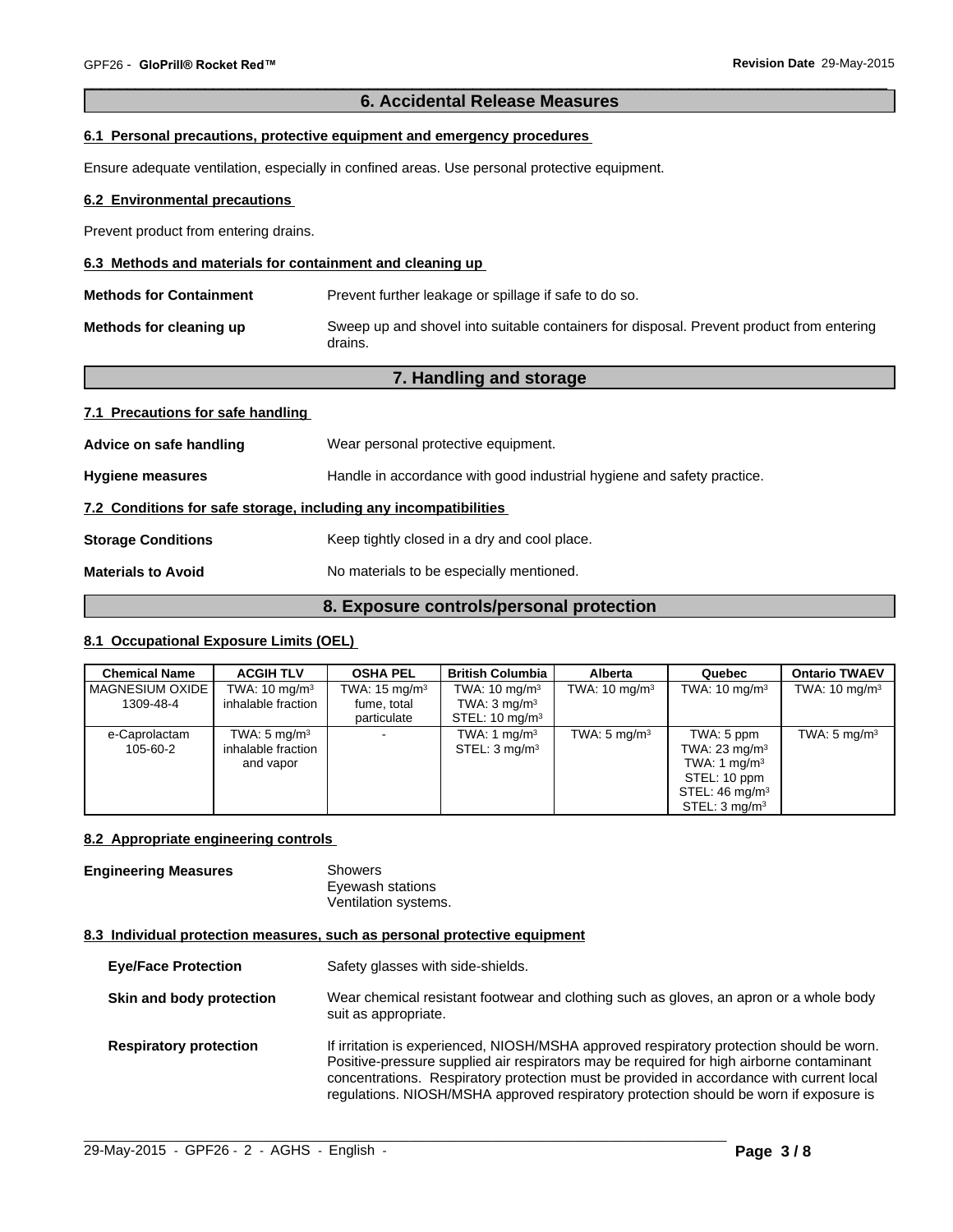## 6. Accidental Release Measures

### 6.1 Personal precautions, protective equipment and emergency procedures

Ensure adequate ventilation, especially in confined areas. Use personal protective equipment.

### 6.2 Environmental precautions

Prevent product from entering drains.

### 6.3 Methods and materials for containment and cleaning up

**Methods for Containment** Prevent further leakage or spillage if safe to do so.

**Methods for cleaning up** Sweep up and shovel into suitable containers for disposal. Prevent product from entering drains.

## 7. Handling and storage

### 7.1 Precautions for safe handling

**Advice on safe handling** Wear personal protective equipment.

**Hygiene measures** Handle in accordance with good industrial hygiene and safety practice.

### 7.2 Conditions for safe storage, including any incompatibilities

**Storage Conditions** Keep tightly closed in a dry and cool place.

**Materials to Avoid** No materials to be especially mentioned.

## 8. Exposure controls/personal protection

### 8.1 Occupational Exposure Limits (OEL)

| Chemical Name | ACGIH TLV | OSHA PEL | British Columbia | Alberta | Quebec | Ontario TWAEV |
|---|---|---|---|---|---|---|
| MAGNESIUM OXIDE 1309-48-4 | TWA: 10 mg/m³ inhalable fraction | TWA: 15 mg/m³ fume, total particulate | TWA: 10 mg/m³ TWA: 3 mg/m³ STEL: 10 mg/m³ | TWA: 10 mg/m³ | TWA: 10 mg/m³ | TWA: 10 mg/m³ |
| e-Caprolactam 105-60-2 | TWA: 5 mg/m³ inhalable fraction and vapor | - | TWA: 1 mg/m³ STEL: 3 mg/m³ | TWA: 5 mg/m³ | TWA: 5 ppm TWA: 23 mg/m³ TWA: 1 mg/m³ STEL: 10 ppm STEL: 46 mg/m³ STEL: 3 mg/m³ | TWA: 5 mg/m³ |

### 8.2 Appropriate engineering controls

**Engineering Measures** Showers
Eyewash stations
Ventilation systems.

### 8.3 Individual protection measures, such as personal protective equipment

**Eye/Face Protection** Safety glasses with side-shields.

**Skin and body protection** Wear chemical resistant footwear and clothing such as gloves, an apron or a whole body suit as appropriate.

**Respiratory protection** If irritation is experienced, NIOSH/MSHA approved respiratory protection should be worn. Positive-pressure supplied air respirators may be required for high airborne contaminant concentrations. Respiratory protection must be provided in accordance with current local regulations. NIOSH/MSHA approved respiratory protection should be worn if exposure is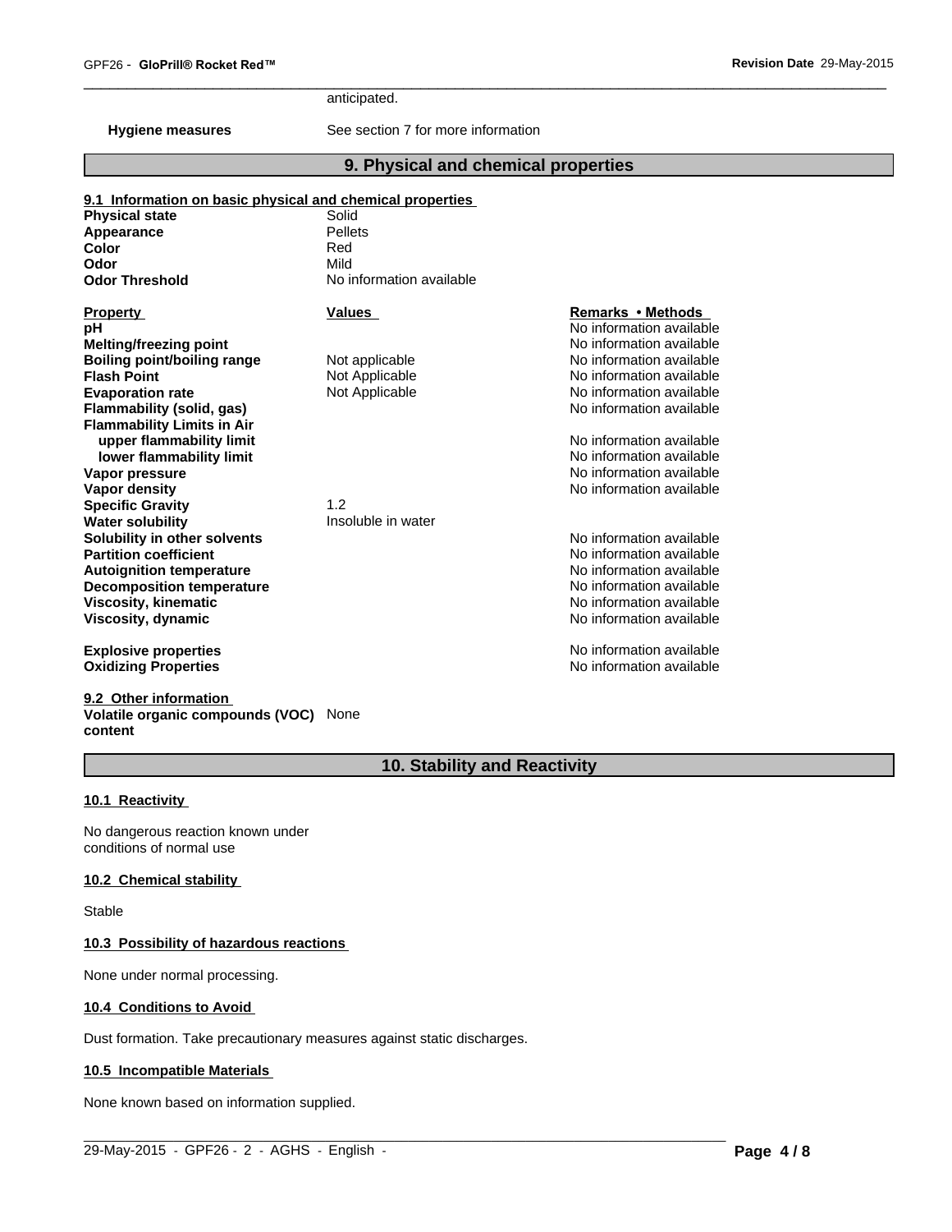anticipated.

**Hygiene measures** See section 7 for more information

## 9. Physical and chemical properties

**9.1 Information on basic physical and chemical properties**

| | |
|---|---|
| **Physical state** | Solid |
| **Appearance** | Pellets |
| **Color** | Red |
| **Odor** | Mild |
| **Odor Threshold** | No information available |

| Property | Values | Remarks • Methods |
|---|---|---|
| **pH** | | No information available |
| **Melting/freezing point** | | No information available |
| **Boiling point/boiling range** | Not applicable | No information available |
| **Flash Point** | Not Applicable | No information available |
| **Evaporation rate** | Not Applicable | No information available |
| **Flammability (solid, gas)** | | No information available |
| **Flammability Limits in Air** | | |
| **upper flammability limit** | | No information available |
| **lower flammability limit** | | No information available |
| **Vapor pressure** | | No information available |
| **Vapor density** | | No information available |
| **Specific Gravity** | 1.2 | |
| **Water solubility** | Insoluble in water | |
| **Solubility in other solvents** | | No information available |
| **Partition coefficient** | | No information available |
| **Autoignition temperature** | | No information available |
| **Decomposition temperature** | | No information available |
| **Viscosity, kinematic** | | No information available |
| **Viscosity, dynamic** | | No information available |
| **Explosive properties** | | No information available |
| **Oxidizing Properties** | | No information available |

**9.2 Other information**

**Volatile organic compounds (VOC) content** None

## 10. Stability and Reactivity

**10.1 Reactivity**

No dangerous reaction known under conditions of normal use

**10.2 Chemical stability**

Stable

**10.3 Possibility of hazardous reactions**

None under normal processing.

**10.4 Conditions to Avoid**

Dust formation. Take precautionary measures against static discharges.

**10.5 Incompatible Materials**

None known based on information supplied.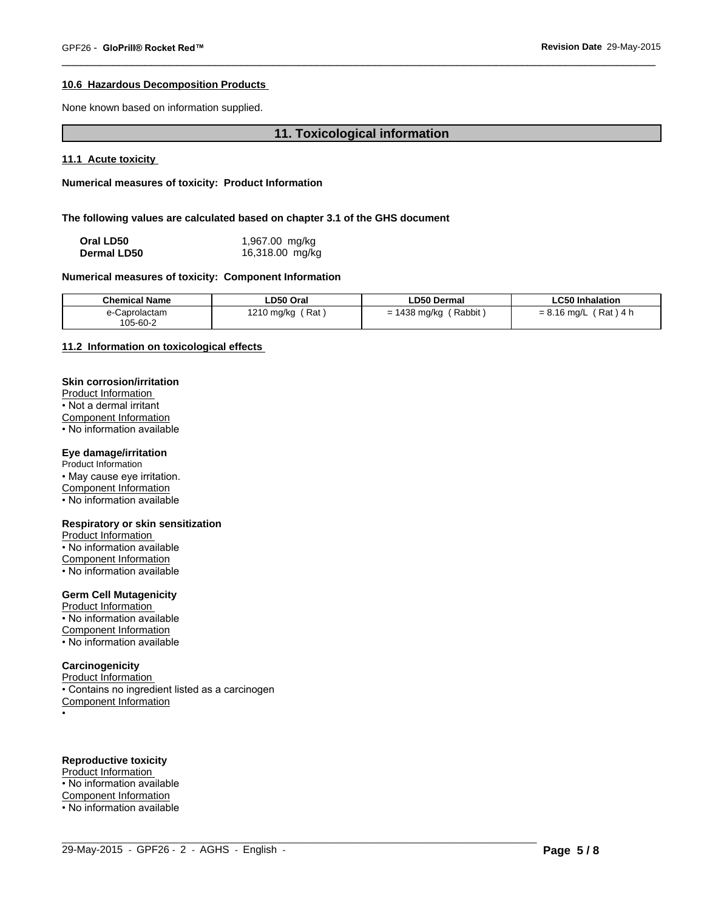### 10.6 Hazardous Decomposition Products

None known based on information supplied.

## 11. Toxicological information

### 11.1 Acute toxicity

**Numerical measures of toxicity: Product Information**

**The following values are calculated based on chapter 3.1 of the GHS document**

| | |
|---|---|
| **Oral LD50** | 1,967.00 mg/kg |
| **Dermal LD50** | 16,318.00 mg/kg |

**Numerical measures of toxicity: Component Information**

| Chemical Name | LD50 Oral | LD50 Dermal | LC50 Inhalation |
|---|---|---|---|
| e-Caprolactam 105-60-2 | 1210 mg/kg ( Rat ) | = 1438 mg/kg ( Rabbit ) | = 8.16 mg/L ( Rat ) 4 h |

### 11.2 Information on toxicological effects

**Skin corrosion/irritation**

Product Information
- Not a dermal irritant

Component Information
- No information available

**Eye damage/irritation**

Product Information
- May cause eye irritation.

Component Information
- No information available

**Respiratory or skin sensitization**

Product Information
- No information available

Component Information
- No information available

**Germ Cell Mutagenicity**

Product Information
- No information available

Component Information
- No information available

**Carcinogenicity**

Product Information
- Contains no ingredient listed as a carcinogen

Component Information
- 

**Reproductive toxicity**

Product Information
- No information available

Component Information
- No information available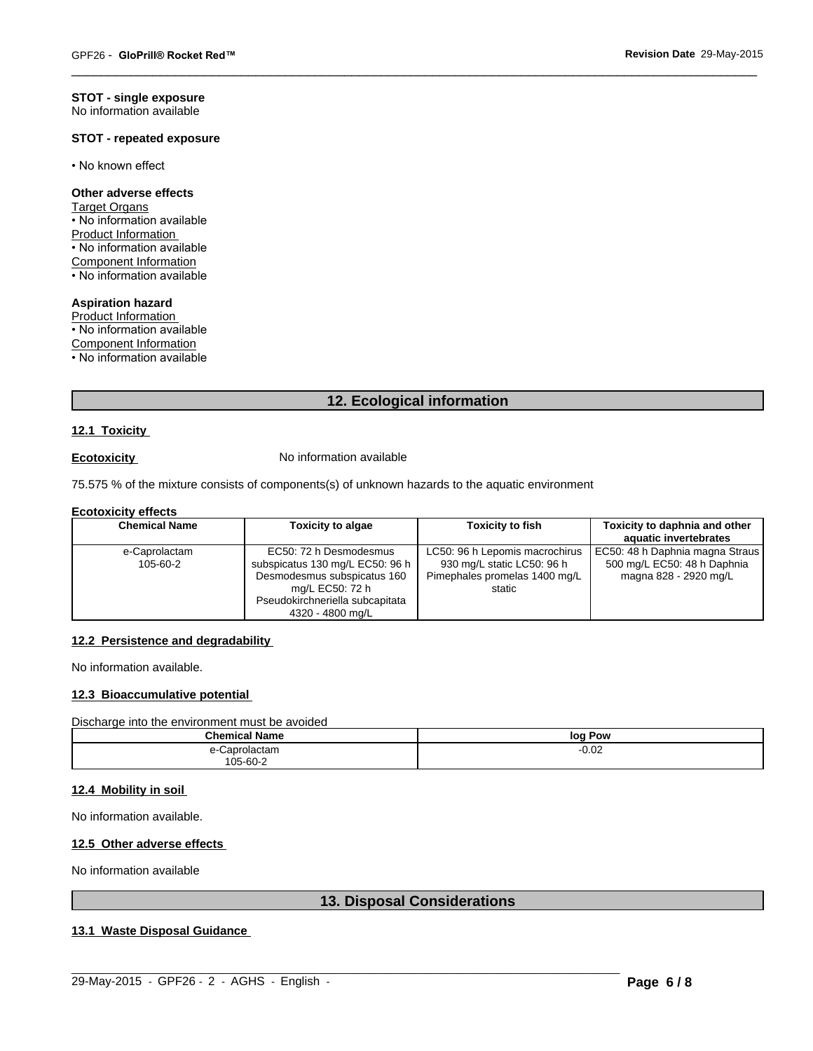**STOT - single exposure**
No information available

**STOT - repeated exposure**

- No known effect

**Other adverse effects**
Target Organs
- No information available

Product Information
- No information available

Component Information
- No information available

**Aspiration hazard**
Product Information
- No information available

Component Information
- No information available

## 12. Ecological information

### 12.1 Toxicity

**Ecotoxicity** No information available

75.575 % of the mixture consists of components(s) of unknown hazards to the aquatic environment

**Ecotoxicity effects**

| Chemical Name | Toxicity to algae | Toxicity to fish | Toxicity to daphnia and other aquatic invertebrates |
|---|---|---|---|
| e-Caprolactam 105-60-2 | EC50: 72 h Desmodesmus subspicatus 130 mg/L EC50: 96 h Desmodesmus subspicatus 160 mg/L EC50: 72 h Pseudokirchneriella subcapitata 4320 - 4800 mg/L | LC50: 96 h Lepomis macrochirus 930 mg/L static LC50: 96 h Pimephales promelas 1400 mg/L static | EC50: 48 h Daphnia magna Straus 500 mg/L EC50: 48 h Daphnia magna 828 - 2920 mg/L |

### 12.2 Persistence and degradability

No information available.

### 12.3 Bioaccumulative potential

Discharge into the environment must be avoided

| Chemical Name | log Pow |
|---|---|
| e-Caprolactam 105-60-2 | -0.02 |

### 12.4 Mobility in soil

No information available.

### 12.5 Other adverse effects

No information available

## 13. Disposal Considerations

### 13.1 Waste Disposal Guidance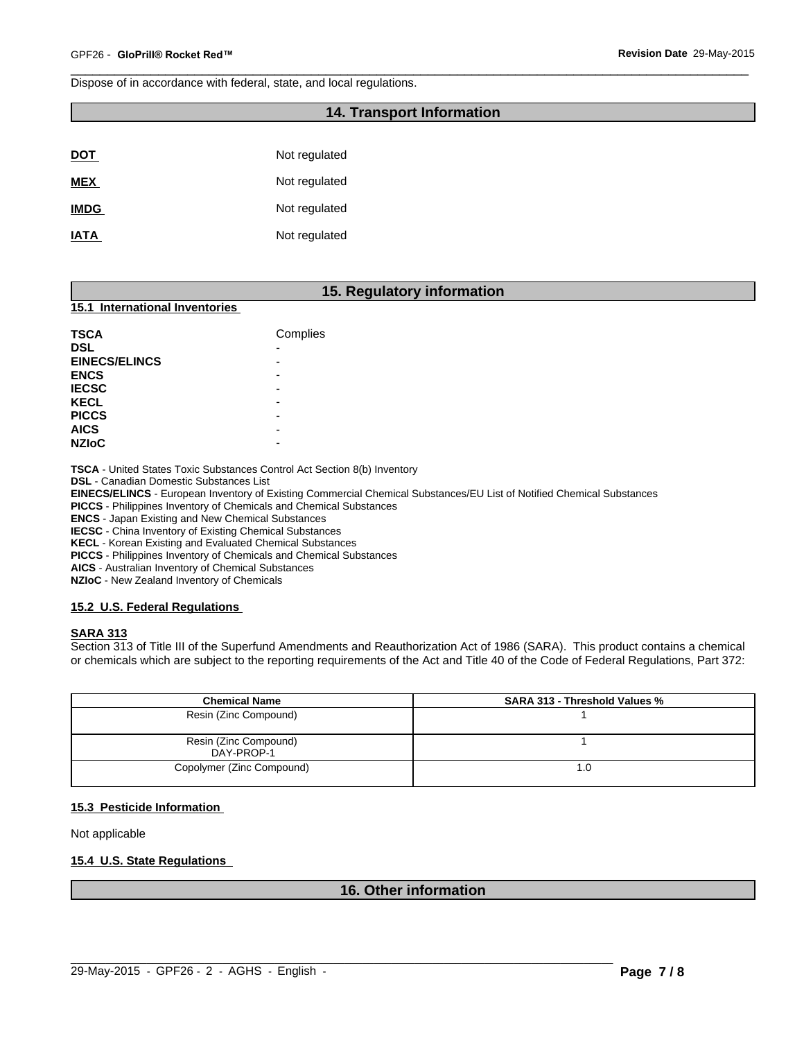Dispose of in accordance with federal, state, and local regulations.

## 14. Transport Information

| | |
|---|---|
| **DOT** | Not regulated |
| **MEX** | Not regulated |
| **IMDG** | Not regulated |
| **IATA** | Not regulated |

## 15. Regulatory information

### 15.1 International Inventories

| | |
|---|---|
| **TSCA** | Complies |
| **DSL** | - |
| **EINECS/ELINCS** | - |
| **ENCS** | - |
| **IECSC** | - |
| **KECL** | - |
| **PICCS** | - |
| **AICS** | - |
| **NZIoC** | - |

**TSCA** - United States Toxic Substances Control Act Section 8(b) Inventory
**DSL** - Canadian Domestic Substances List
**EINECS/ELINCS** - European Inventory of Existing Commercial Chemical Substances/EU List of Notified Chemical Substances
**PICCS** - Philippines Inventory of Chemicals and Chemical Substances
**ENCS** - Japan Existing and New Chemical Substances
**IECSC** - China Inventory of Existing Chemical Substances
**KECL** - Korean Existing and Evaluated Chemical Substances
**PICCS** - Philippines Inventory of Chemicals and Chemical Substances
**AICS** - Australian Inventory of Chemical Substances
**NZIoC** - New Zealand Inventory of Chemicals

### 15.2 U.S. Federal Regulations

**SARA 313**
Section 313 of Title III of the Superfund Amendments and Reauthorization Act of 1986 (SARA). This product contains a chemical or chemicals which are subject to the reporting requirements of the Act and Title 40 of the Code of Federal Regulations, Part 372:

| Chemical Name | SARA 313 - Threshold Values % |
|---|---|
| Resin (Zinc Compound) | 1 |
| Resin (Zinc Compound) DAY-PROP-1 | 1 |
| Copolymer (Zinc Compound) | 1.0 |

### 15.3 Pesticide Information

Not applicable

### 15.4 U.S. State Regulations

## 16. Other information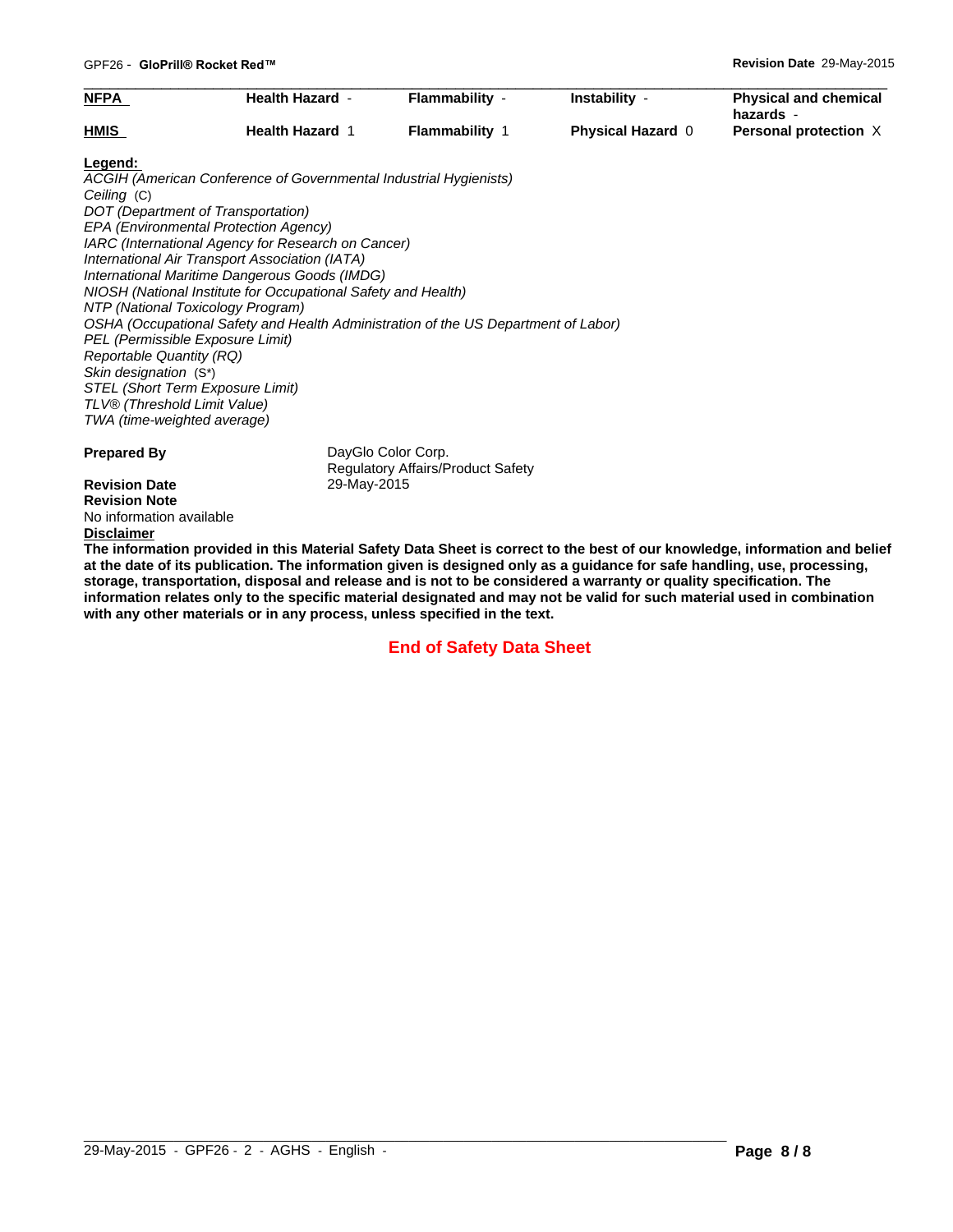| | | | | |
|---|---|---|---|---|
| **NFPA** | **Health Hazard** - | **Flammability** - | **Instability** - | **Physical and chemical hazards** - |
| **HMIS** | **Health Hazard** 1 | **Flammability** 1 | **Physical Hazard** 0 | **Personal protection** X |

**Legend:**

*ACGIH (American Conference of Governmental Industrial Hygienists)*
*Ceiling* (C)
*DOT (Department of Transportation)*
*EPA (Environmental Protection Agency)*
*IARC (International Agency for Research on Cancer)*
*International Air Transport Association (IATA)*
*International Maritime Dangerous Goods (IMDG)*
*NIOSH (National Institute for Occupational Safety and Health)*
*NTP (National Toxicology Program)*
*OSHA (Occupational Safety and Health Administration of the US Department of Labor)*
*PEL (Permissible Exposure Limit)*
*Reportable Quantity (RQ)*
*Skin designation* (S*)
*STEL (Short Term Exposure Limit)*
*TLV® (Threshold Limit Value)*
*TWA (time-weighted average)*

**Prepared By** DayGlo Color Corp.
Regulatory Affairs/Product Safety

**Revision Date** 29-May-2015

**Revision Note**
No information available

**Disclaimer**

**The information provided in this Material Safety Data Sheet is correct to the best of our knowledge, information and belief at the date of its publication. The information given is designed only as a guidance for safe handling, use, processing, storage, transportation, disposal and release and is not to be considered a warranty or quality specification. The information relates only to the specific material designated and may not be valid for such material used in combination with any other materials or in any process, unless specified in the text.**

**End of Safety Data Sheet**